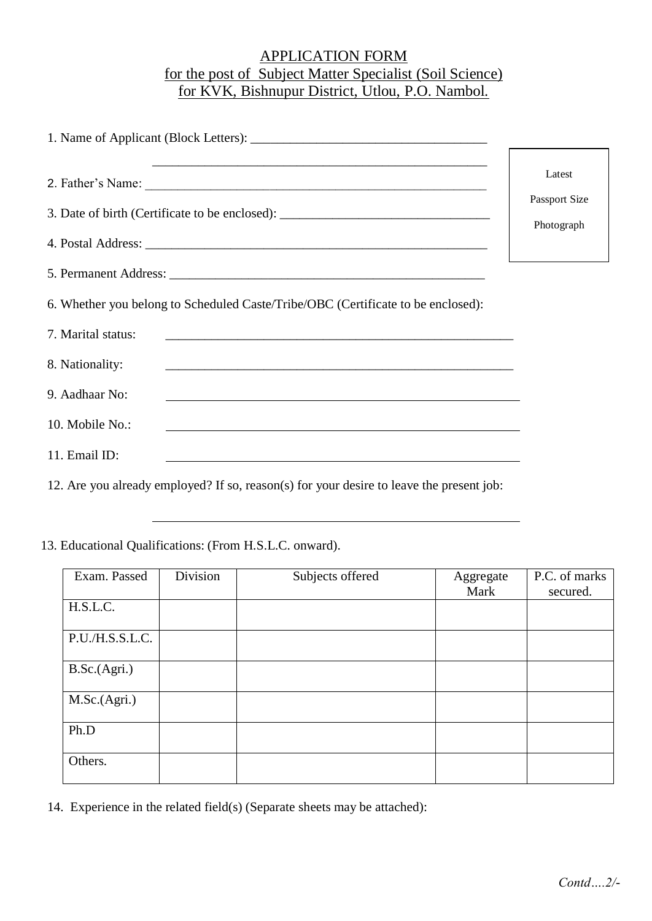# APPLICATION FORM
## for the post of Subject Matter Specialist (Soil Science)
## for KVK, Bishnupur District, Utlou, P.O. Nambol.

Latest Passport Size Photograph

1. Name of Applicant (Block Letters): ___________________________________

   ___________________________________

2. Father's Name: ___________________________________

3. Date of birth (Certificate to be enclosed): ___________________________________

4. Postal Address: ___________________________________

5. Permanent Address: ___________________________________

6. Whether you belong to Scheduled Caste/Tribe/OBC (Certificate to be enclosed):

7. Marital status: ___________________________________

8. Nationality: ___________________________________

9. Aadhaar No: ___________________________________

10. Mobile No.: ___________________________________

11. Email ID: ___________________________________

12. Are you already employed? If so, reason(s) for your desire to leave the present job:

    ___________________________________

13. Educational Qualifications: (From H.S.L.C. onward).

| Exam. Passed | Division | Subjects offered | Aggregate Mark | P.C. of marks secured. |
|---|---|---|---|---|
| H.S.L.C. | | | | |
| P.U./H.S.S.L.C. | | | | |
| B.Sc.(Agri.) | | | | |
| M.Sc.(Agri.) | | | | |
| Ph.D | | | | |
| Others. | | | | |

14. Experience in the related field(s) (Separate sheets may be attached):

*Contd….2/-*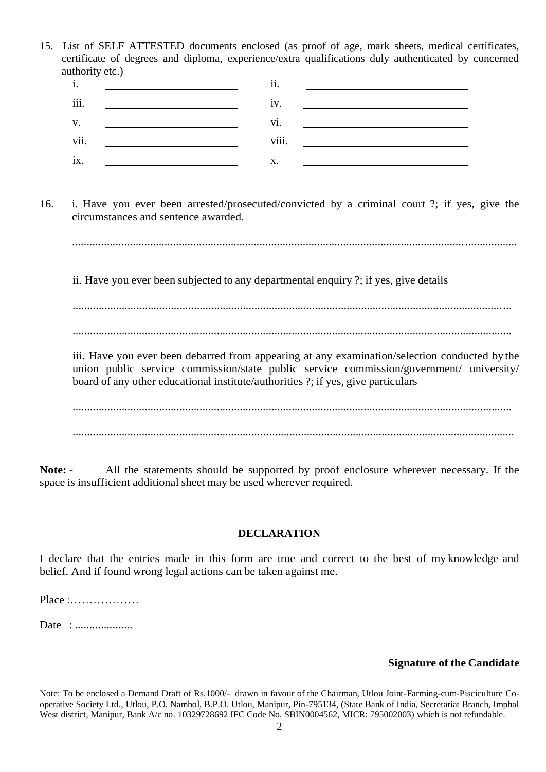15. List of SELF ATTESTED documents enclosed (as proof of age, mark sheets, medical certificates, certificate of degrees and diploma, experience/extra qualifications duly authenticated by concerned authority etc.)

| | | | |
|---|---|---|---|
| i. | ____________________ | ii. | ____________________ |
| iii. | ____________________ | iv. | ____________________ |
| v. | ____________________ | vi. | ____________________ |
| vii. | ____________________ | viii. | ____________________ |
| ix. | ____________________ | x. | ____________________ |

16. i. Have you ever been arrested/prosecuted/convicted by a criminal court ?; if yes, give the circumstances and sentence awarded.

.....................................................................................................................................................

ii. Have you ever been subjected to any departmental enquiry ?; if yes, give details

.....................................................................................................................................................

.....................................................................................................................................................

iii. Have you ever been debarred from appearing at any examination/selection conducted by the union public service commission/state public service commission/government/ university/ board of any other educational institute/authorities ?; if yes, give particulars

.....................................................................................................................................................

.....................................................................................................................................................

**Note: -** All the statements should be supported by proof enclosure wherever necessary. If the space is insufficient additional sheet may be used wherever required.

**DECLARATION**

I declare that the entries made in this form are true and correct to the best of my knowledge and belief. And if found wrong legal actions can be taken against me.

Place :………………

Date : ....................

**Signature of the Candidate**

Note: To be enclosed a Demand Draft of Rs.1000/- drawn in favour of the Chairman, Utlou Joint-Farming-cum-Pisciculture Co-operative Society Ltd., Utlou, P.O. Nambol, B.P.O. Utlou, Manipur, Pin-795134, (State Bank of India, Secretariat Branch, Imphal West district, Manipur, Bank A/c no. 10329728692 IFC Code No. SBIN0004562, MICR: 795002003) which is not refundable.